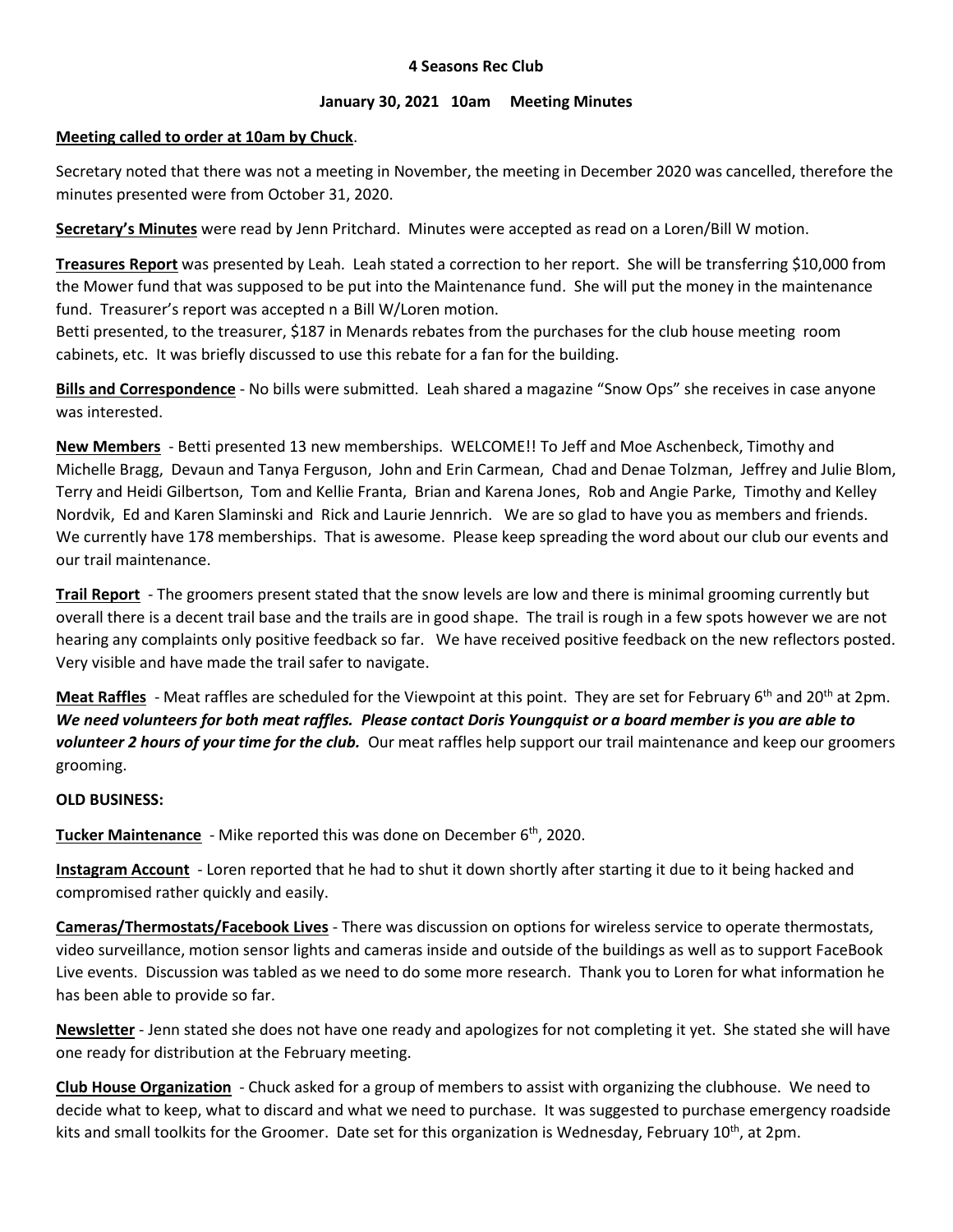**4 Seasons Rec Club**

**January 30, 2021 10am Meeting Minutes**

**Meeting called to order at 10am by Chuck**.

Secretary noted that there was not a meeting in November, the meeting in December 2020 was cancelled, therefore the minutes presented were from October 31, 2020.

**Secretary's Minutes** were read by Jenn Pritchard. Minutes were accepted as read on a Loren/Bill W motion.

**Treasures Report** was presented by Leah. Leah stated a correction to her report. She will be transferring $10,000 from the Mower fund that was supposed to be put into the Maintenance fund. She will put the money in the maintenance fund. Treasurer's report was accepted n a Bill W/Loren motion.
Betti presented, to the treasurer, $187 in Menards rebates from the purchases for the club house meeting room cabinets, etc. It was briefly discussed to use this rebate for a fan for the building.

**Bills and Correspondence** - No bills were submitted. Leah shared a magazine "Snow Ops" she receives in case anyone was interested.

**New Members** - Betti presented 13 new memberships. WELCOME!! To Jeff and Moe Aschenbeck, Timothy and Michelle Bragg, Devaun and Tanya Ferguson, John and Erin Carmean, Chad and Denae Tolzman, Jeffrey and Julie Blom, Terry and Heidi Gilbertson, Tom and Kellie Franta, Brian and Karena Jones, Rob and Angie Parke, Timothy and Kelley Nordvik, Ed and Karen Slaminski and Rick and Laurie Jennrich. We are so glad to have you as members and friends. We currently have 178 memberships. That is awesome. Please keep spreading the word about our club our events and our trail maintenance.

**Trail Report** - The groomers present stated that the snow levels are low and there is minimal grooming currently but overall there is a decent trail base and the trails are in good shape. The trail is rough in a few spots however we are not hearing any complaints only positive feedback so far. We have received positive feedback on the new reflectors posted. Very visible and have made the trail safer to navigate.

**Meat Raffles** - Meat raffles are scheduled for the Viewpoint at this point. They are set for February 6th and 20th at 2pm. ***We need volunteers for both meat raffles. Please contact Doris Youngquist or a board member is you are able to volunteer 2 hours of your time for the club.*** Our meat raffles help support our trail maintenance and keep our groomers grooming.

**OLD BUSINESS:**

**Tucker Maintenance** - Mike reported this was done on December 6th, 2020.

**Instagram Account** - Loren reported that he had to shut it down shortly after starting it due to it being hacked and compromised rather quickly and easily.

**Cameras/Thermostats/Facebook Lives** - There was discussion on options for wireless service to operate thermostats, video surveillance, motion sensor lights and cameras inside and outside of the buildings as well as to support FaceBook Live events. Discussion was tabled as we need to do some more research. Thank you to Loren for what information he has been able to provide so far.

**Newsletter** - Jenn stated she does not have one ready and apologizes for not completing it yet. She stated she will have one ready for distribution at the February meeting.

**Club House Organization** - Chuck asked for a group of members to assist with organizing the clubhouse. We need to decide what to keep, what to discard and what we need to purchase. It was suggested to purchase emergency roadside kits and small toolkits for the Groomer. Date set for this organization is Wednesday, February 10th, at 2pm.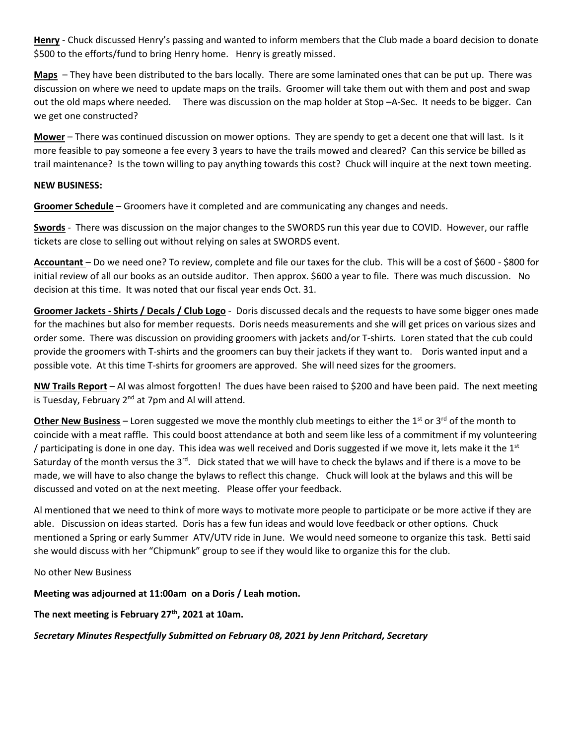**Henry** - Chuck discussed Henry's passing and wanted to inform members that the Club made a board decision to donate $500 to the efforts/fund to bring Henry home. Henry is greatly missed.

**Maps** – They have been distributed to the bars locally. There are some laminated ones that can be put up. There was discussion on where we need to update maps on the trails. Groomer will take them out with them and post and swap out the old maps where needed. There was discussion on the map holder at Stop –A-Sec. It needs to be bigger. Can we get one constructed?

**Mower** – There was continued discussion on mower options. They are spendy to get a decent one that will last. Is it more feasible to pay someone a fee every 3 years to have the trails mowed and cleared? Can this service be billed as trail maintenance? Is the town willing to pay anything towards this cost? Chuck will inquire at the next town meeting.

**NEW BUSINESS:**

**Groomer Schedule** – Groomers have it completed and are communicating any changes and needs.

**Swords** - There was discussion on the major changes to the SWORDS run this year due to COVID. However, our raffle tickets are close to selling out without relying on sales at SWORDS event.

**Accountant** – Do we need one? To review, complete and file our taxes for the club. This will be a cost of $600 - $800 for initial review of all our books as an outside auditor. Then approx. $600 a year to file. There was much discussion. No decision at this time. It was noted that our fiscal year ends Oct. 31.

**Groomer Jackets - Shirts / Decals / Club Logo** - Doris discussed decals and the requests to have some bigger ones made for the machines but also for member requests. Doris needs measurements and she will get prices on various sizes and order some. There was discussion on providing groomers with jackets and/or T-shirts. Loren stated that the cub could provide the groomers with T-shirts and the groomers can buy their jackets if they want to. Doris wanted input and a possible vote. At this time T-shirts for groomers are approved. She will need sizes for the groomers.

**NW Trails Report** – Al was almost forgotten! The dues have been raised to $200 and have been paid. The next meeting is Tuesday, February 2nd at 7pm and Al will attend.

**Other New Business** – Loren suggested we move the monthly club meetings to either the 1st or 3rd of the month to coincide with a meat raffle. This could boost attendance at both and seem like less of a commitment if my volunteering / participating is done in one day. This idea was well received and Doris suggested if we move it, lets make it the 1st Saturday of the month versus the 3rd. Dick stated that we will have to check the bylaws and if there is a move to be made, we will have to also change the bylaws to reflect this change. Chuck will look at the bylaws and this will be discussed and voted on at the next meeting. Please offer your feedback.

Al mentioned that we need to think of more ways to motivate more people to participate or be more active if they are able. Discussion on ideas started. Doris has a few fun ideas and would love feedback or other options. Chuck mentioned a Spring or early Summer ATV/UTV ride in June. We would need someone to organize this task. Betti said she would discuss with her "Chipmunk" group to see if they would like to organize this for the club.

No other New Business

**Meeting was adjourned at 11:00am on a Doris / Leah motion.**

**The next meeting is February 27th, 2021 at 10am.**

***Secretary Minutes Respectfully Submitted on February 08, 2021 by Jenn Pritchard, Secretary***